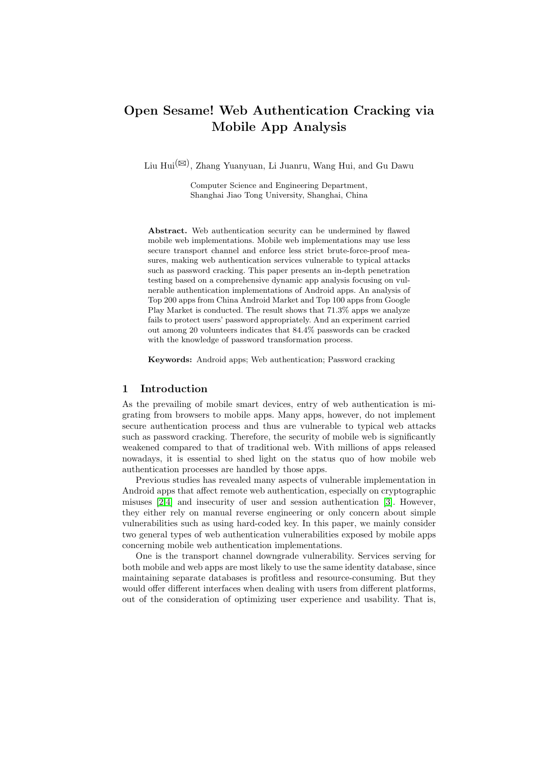# Open Sesame! Web Authentication Cracking via Mobile App Analysis

Liu Hui(✉), Zhang Yuanyuan, Li Juanru, Wang Hui, and Gu Dawu

Computer Science and Engineering Department,
Shanghai Jiao Tong University, Shanghai, China

**Abstract.** Web authentication security can be undermined by flawed mobile web implementations. Mobile web implementations may use less secure transport channel and enforce less strict brute-force-proof measures, making web authentication services vulnerable to typical attacks such as password cracking. This paper presents an in-depth penetration testing based on a comprehensive dynamic app analysis focusing on vulnerable authentication implementations of Android apps. An analysis of Top 200 apps from China Android Market and Top 100 apps from Google Play Market is conducted. The result shows that 71.3% apps we analyze fails to protect users' password appropriately. And an experiment carried out among 20 volunteers indicates that 84.4% passwords can be cracked with the knowledge of password transformation process.

**Keywords:** Android apps; Web authentication; Password cracking

## 1 Introduction

As the prevailing of mobile smart devices, entry of web authentication is migrating from browsers to mobile apps. Many apps, however, do not implement secure authentication process and thus are vulnerable to typical web attacks such as password cracking. Therefore, the security of mobile web is significantly weakened compared to that of traditional web. With millions of apps released nowadays, it is essential to shed light on the status quo of how mobile web authentication processes are handled by those apps.

Previous studies has revealed many aspects of vulnerable implementation in Android apps that affect remote web authentication, especially on cryptographic misuses [2,4] and insecurity of user and session authentication [3]. However, they either rely on manual reverse engineering or only concern about simple vulnerabilities such as using hard-coded key. In this paper, we mainly consider two general types of web authentication vulnerabilities exposed by mobile apps concerning mobile web authentication implementations.

One is the transport channel downgrade vulnerability. Services serving for both mobile and web apps are most likely to use the same identity database, since maintaining separate databases is profitless and resource-consuming. But they would offer different interfaces when dealing with users from different platforms, out of the consideration of optimizing user experience and usability. That is,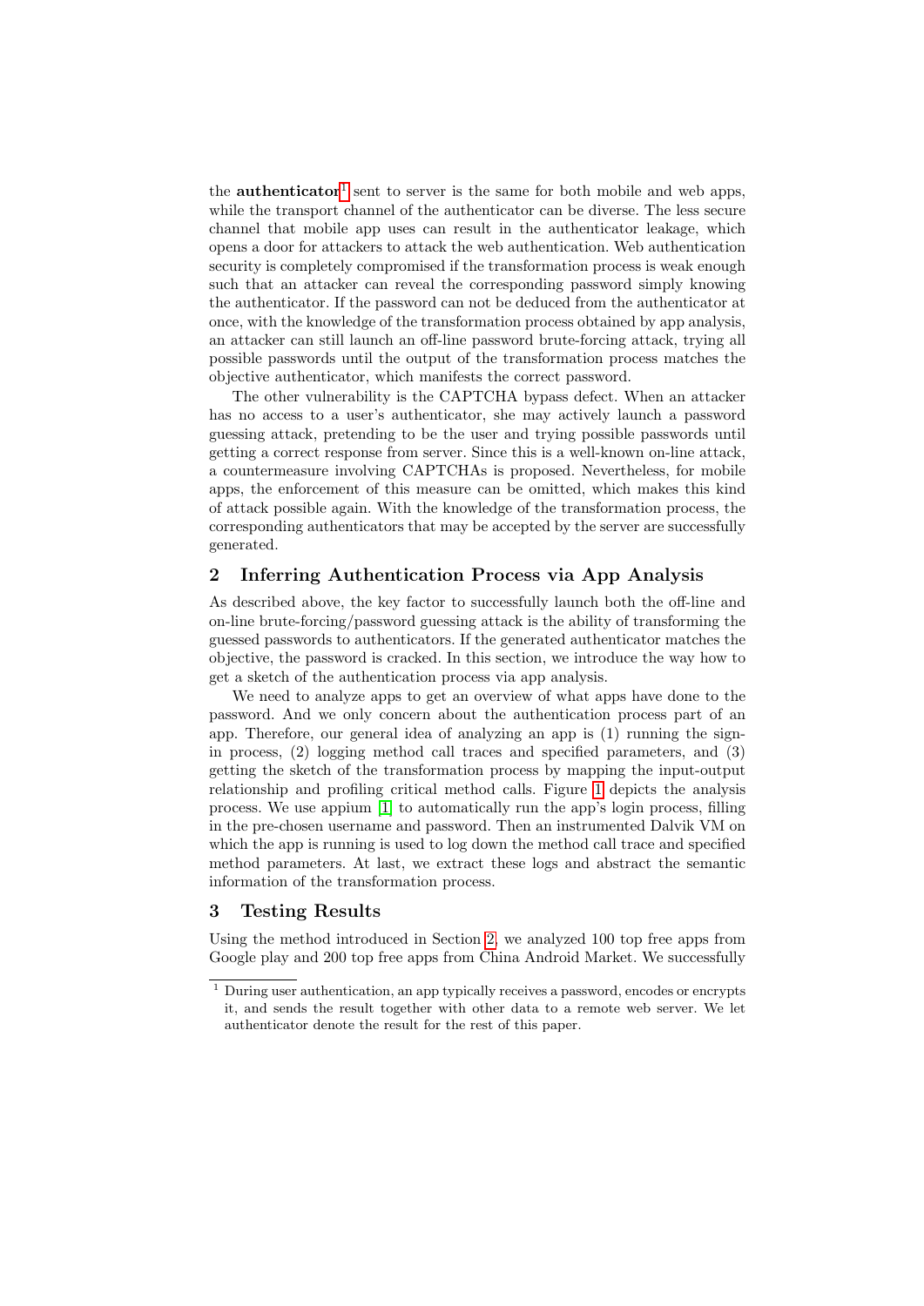the **authenticator**[1] sent to server is the same for both mobile and web apps, while the transport channel of the authenticator can be diverse. The less secure channel that mobile app uses can result in the authenticator leakage, which opens a door for attackers to attack the web authentication. Web authentication security is completely compromised if the transformation process is weak enough such that an attacker can reveal the corresponding password simply knowing the authenticator. If the password can not be deduced from the authenticator at once, with the knowledge of the transformation process obtained by app analysis, an attacker can still launch an off-line password brute-forcing attack, trying all possible passwords until the output of the transformation process matches the objective authenticator, which manifests the correct password.

The other vulnerability is the CAPTCHA bypass defect. When an attacker has no access to a user's authenticator, she may actively launch a password guessing attack, pretending to be the user and trying possible passwords until getting a correct response from server. Since this is a well-known on-line attack, a countermeasure involving CAPTCHAs is proposed. Nevertheless, for mobile apps, the enforcement of this measure can be omitted, which makes this kind of attack possible again. With the knowledge of the transformation process, the corresponding authenticators that may be accepted by the server are successfully generated.

## 2 Inferring Authentication Process via App Analysis

As described above, the key factor to successfully launch both the off-line and on-line brute-forcing/password guessing attack is the ability of transforming the guessed passwords to authenticators. If the generated authenticator matches the objective, the password is cracked. In this section, we introduce the way how to get a sketch of the authentication process via app analysis.

We need to analyze apps to get an overview of what apps have done to the password. And we only concern about the authentication process part of an app. Therefore, our general idea of analyzing an app is (1) running the sign-in process, (2) logging method call traces and specified parameters, and (3) getting the sketch of the transformation process by mapping the input-output relationship and profiling critical method calls. Figure 1 depicts the analysis process. We use appium [1] to automatically run the app's login process, filling in the pre-chosen username and password. Then an instrumented Dalvik VM on which the app is running is used to log down the method call trace and specified method parameters. At last, we extract these logs and abstract the semantic information of the transformation process.

## 3 Testing Results

Using the method introduced in Section 2, we analyzed 100 top free apps from Google play and 200 top free apps from China Android Market. We successfully

[1] During user authentication, an app typically receives a password, encodes or encrypts it, and sends the result together with other data to a remote web server. We let authenticator denote the result for the rest of this paper.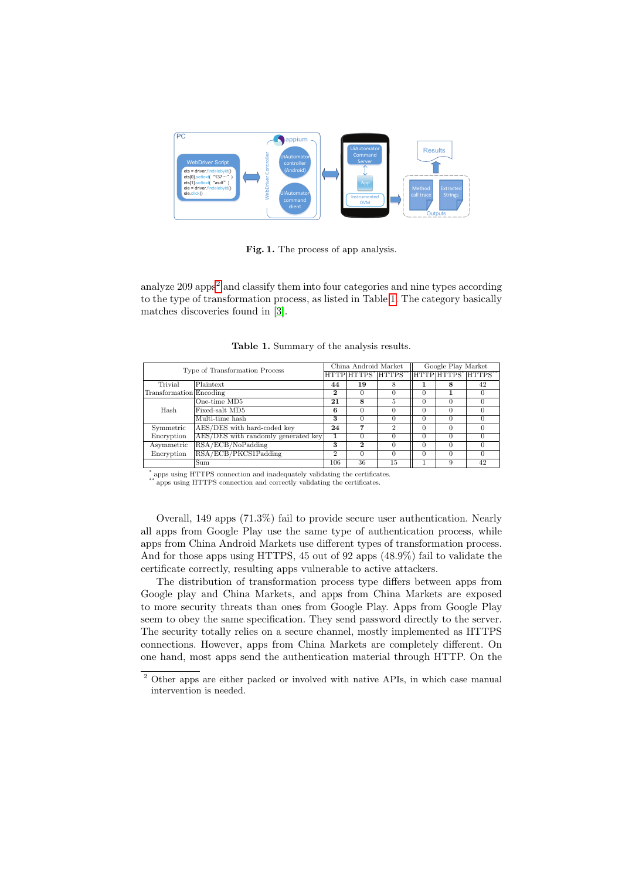**Fig. 1.** The process of app analysis.

analyze 209 apps[2] and classify them into four categories and nine types according to the type of transformation process, as listed in Table 1. The category basically matches discoveries found in [3].

**Table 1.** Summary of the analysis results.

| Type of Transformation Process | | China Android Market | | | Google Play Market | | |
|---|---|---|---|---|---|---|---|
| | | HTTP | HTTPS* | HTTPS** | HTTP | HTTPS* | HTTPS** |
| Trivial Transformation | Plaintext | **44** | **19** | 8 | **1** | **8** | 42 |
| | Encoding | **2** | 0 | 0 | 0 | **1** | 0 |
| Hash | One-time MD5 | **21** | **8** | 5 | 0 | 0 | 0 |
| | Fixed-salt MD5 | **6** | 0 | 0 | 0 | 0 | 0 |
| | Multi-time hash | **3** | 0 | 0 | 0 | 0 | 0 |
| Symmetric Encryption | AES/DES with hard-coded key | **24** | **7** | 2 | 0 | 0 | 0 |
| | AES/DES with randomly generated key | **1** | 0 | 0 | 0 | 0 | 0 |
| Asymmetric Encryption | RSA/ECB/NoPadding | **3** | **2** | 0 | 0 | 0 | 0 |
| | RSA/ECB/PKCS1Padding | 2 | 0 | 0 | 0 | 0 | 0 |
| | Sum | 106 | 36 | 15 | 1 | 9 | 42 |

\* apps using HTTPS connection and inadequately validating the certificates.
\** apps using HTTPS connection and correctly validating the certificates.

Overall, 149 apps (71.3%) fail to provide secure user authentication. Nearly all apps from Google Play use the same type of authentication process, while apps from China Android Markets use different types of transformation process. And for those apps using HTTPS, 45 out of 92 apps (48.9%) fail to validate the certificate correctly, resulting apps vulnerable to active attackers.

The distribution of transformation process type differs between apps from Google play and China Markets, and apps from China Markets are exposed to more security threats than ones from Google Play. Apps from Google Play seem to obey the same specification. They send password directly to the server. The security totally relies on a secure channel, mostly implemented as HTTPS connections. However, apps from China Markets are completely different. On one hand, most apps send the authentication material through HTTP. On the

[2] Other apps are either packed or involved with native APIs, in which case manual intervention is needed.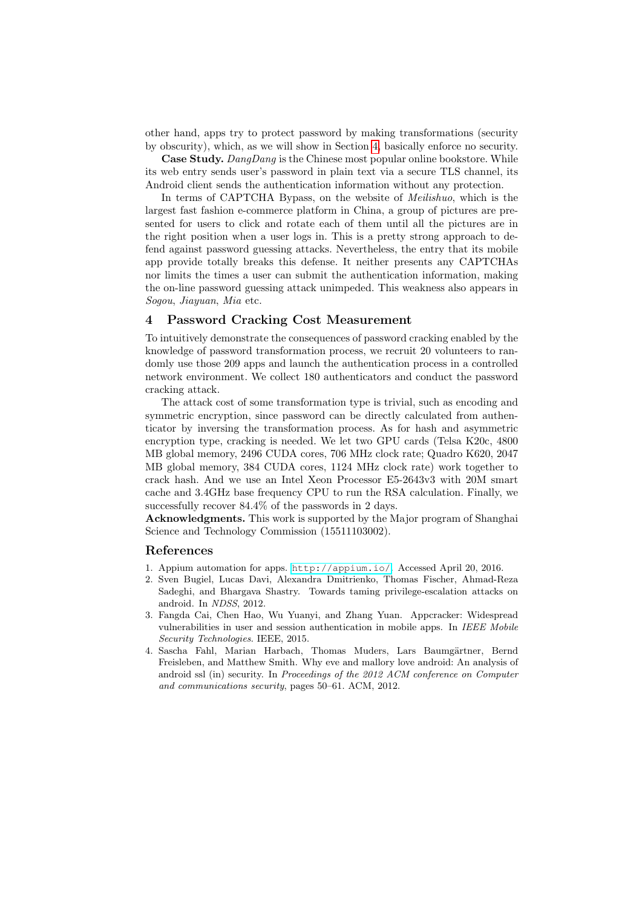other hand, apps try to protect password by making transformations (security by obscurity), which, as we will show in Section 4, basically enforce no security.

**Case Study.** *DangDang* is the Chinese most popular online bookstore. While its web entry sends user's password in plain text via a secure TLS channel, its Android client sends the authentication information without any protection.

In terms of CAPTCHA Bypass, on the website of *Meilishuo*, which is the largest fast fashion e-commerce platform in China, a group of pictures are presented for users to click and rotate each of them until all the pictures are in the right position when a user logs in. This is a pretty strong approach to defend against password guessing attacks. Nevertheless, the entry that its mobile app provide totally breaks this defense. It neither presents any CAPTCHAs nor limits the times a user can submit the authentication information, making the on-line password guessing attack unimpeded. This weakness also appears in *Sogou*, *Jiayuan*, *Mia* etc.

## 4 Password Cracking Cost Measurement

To intuitively demonstrate the consequences of password cracking enabled by the knowledge of password transformation process, we recruit 20 volunteers to randomly use those 209 apps and launch the authentication process in a controlled network environment. We collect 180 authenticators and conduct the password cracking attack.

The attack cost of some transformation type is trivial, such as encoding and symmetric encryption, since password can be directly calculated from authenticator by inversing the transformation process. As for hash and asymmetric encryption type, cracking is needed. We let two GPU cards (Telsa K20c, 4800 MB global memory, 2496 CUDA cores, 706 MHz clock rate; Quadro K620, 2047 MB global memory, 384 CUDA cores, 1124 MHz clock rate) work together to crack hash. And we use an Intel Xeon Processor E5-2643v3 with 20M smart cache and 3.4GHz base frequency CPU to run the RSA calculation. Finally, we successfully recover 84.4% of the passwords in 2 days.

**Acknowledgments.** This work is supported by the Major program of Shanghai Science and Technology Commission (15511103002).

## References

1. Appium automation for apps. http://appium.io/. Accessed April 20, 2016.
2. Sven Bugiel, Lucas Davi, Alexandra Dmitrienko, Thomas Fischer, Ahmad-Reza Sadeghi, and Bhargava Shastry. Towards taming privilege-escalation attacks on android. In *NDSS*, 2012.
3. Fangda Cai, Chen Hao, Wu Yuanyi, and Zhang Yuan. Appcracker: Widespread vulnerabilities in user and session authentication in mobile apps. In *IEEE Mobile Security Technologies*. IEEE, 2015.
4. Sascha Fahl, Marian Harbach, Thomas Muders, Lars Baumgärtner, Bernd Freisleben, and Matthew Smith. Why eve and mallory love android: An analysis of android ssl (in) security. In *Proceedings of the 2012 ACM conference on Computer and communications security*, pages 50–61. ACM, 2012.